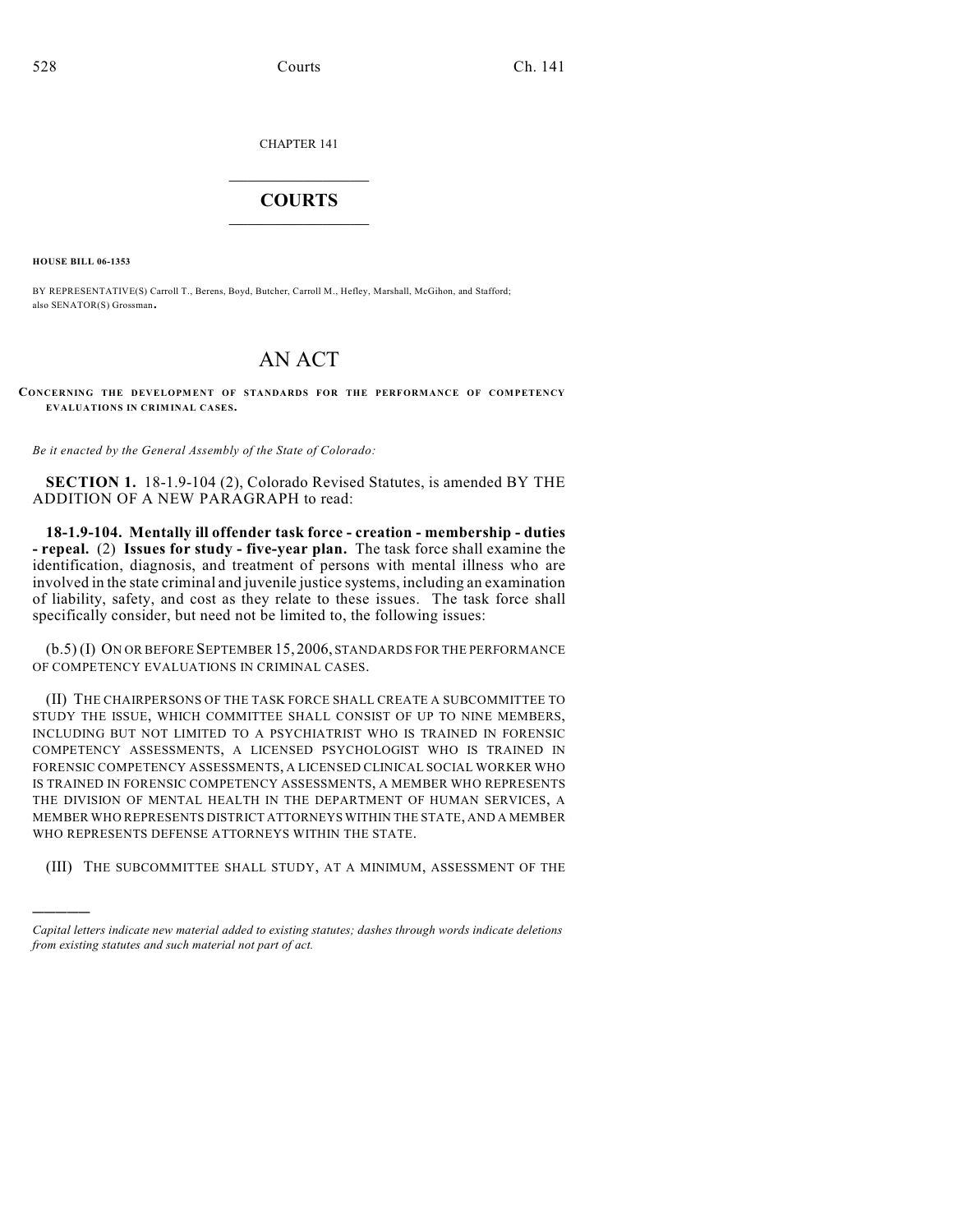CHAPTER 141

# COURTS

**HOUSE BILL 06-1353**

BY REPRESENTATIVE(S) Carroll T., Berens, Boyd, Butcher, Carroll M., Hefley, Marshall, McGihon, and Stafford; also SENATOR(S) Grossman.

# AN ACT

**CONCERNING THE DEVELOPMENT OF STANDARDS FOR THE PERFORMANCE OF COMPETENCY EVALUATIONS IN CRIMINAL CASES.**

*Be it enacted by the General Assembly of the State of Colorado:*

**SECTION 1.** 18-1.9-104 (2), Colorado Revised Statutes, is amended BY THE ADDITION OF A NEW PARAGRAPH to read:

**18-1.9-104. Mentally ill offender task force - creation - membership - duties - repeal.** (2) **Issues for study - five-year plan.** The task force shall examine the identification, diagnosis, and treatment of persons with mental illness who are involved in the state criminal and juvenile justice systems, including an examination of liability, safety, and cost as they relate to these issues. The task force shall specifically consider, but need not be limited to, the following issues:

(b.5) (I) ON OR BEFORE SEPTEMBER 15, 2006, STANDARDS FOR THE PERFORMANCE OF COMPETENCY EVALUATIONS IN CRIMINAL CASES.

(II) THE CHAIRPERSONS OF THE TASK FORCE SHALL CREATE A SUBCOMMITTEE TO STUDY THE ISSUE, WHICH COMMITTEE SHALL CONSIST OF UP TO NINE MEMBERS, INCLUDING BUT NOT LIMITED TO A PSYCHIATRIST WHO IS TRAINED IN FORENSIC COMPETENCY ASSESSMENTS, A LICENSED PSYCHOLOGIST WHO IS TRAINED IN FORENSIC COMPETENCY ASSESSMENTS, A LICENSED CLINICAL SOCIAL WORKER WHO IS TRAINED IN FORENSIC COMPETENCY ASSESSMENTS, A MEMBER WHO REPRESENTS THE DIVISION OF MENTAL HEALTH IN THE DEPARTMENT OF HUMAN SERVICES, A MEMBER WHO REPRESENTS DISTRICT ATTORNEYS WITHIN THE STATE, AND A MEMBER WHO REPRESENTS DEFENSE ATTORNEYS WITHIN THE STATE.

(III) THE SUBCOMMITTEE SHALL STUDY, AT A MINIMUM, ASSESSMENT OF THE

---

*Capital letters indicate new material added to existing statutes; dashes through words indicate deletions from existing statutes and such material not part of act.*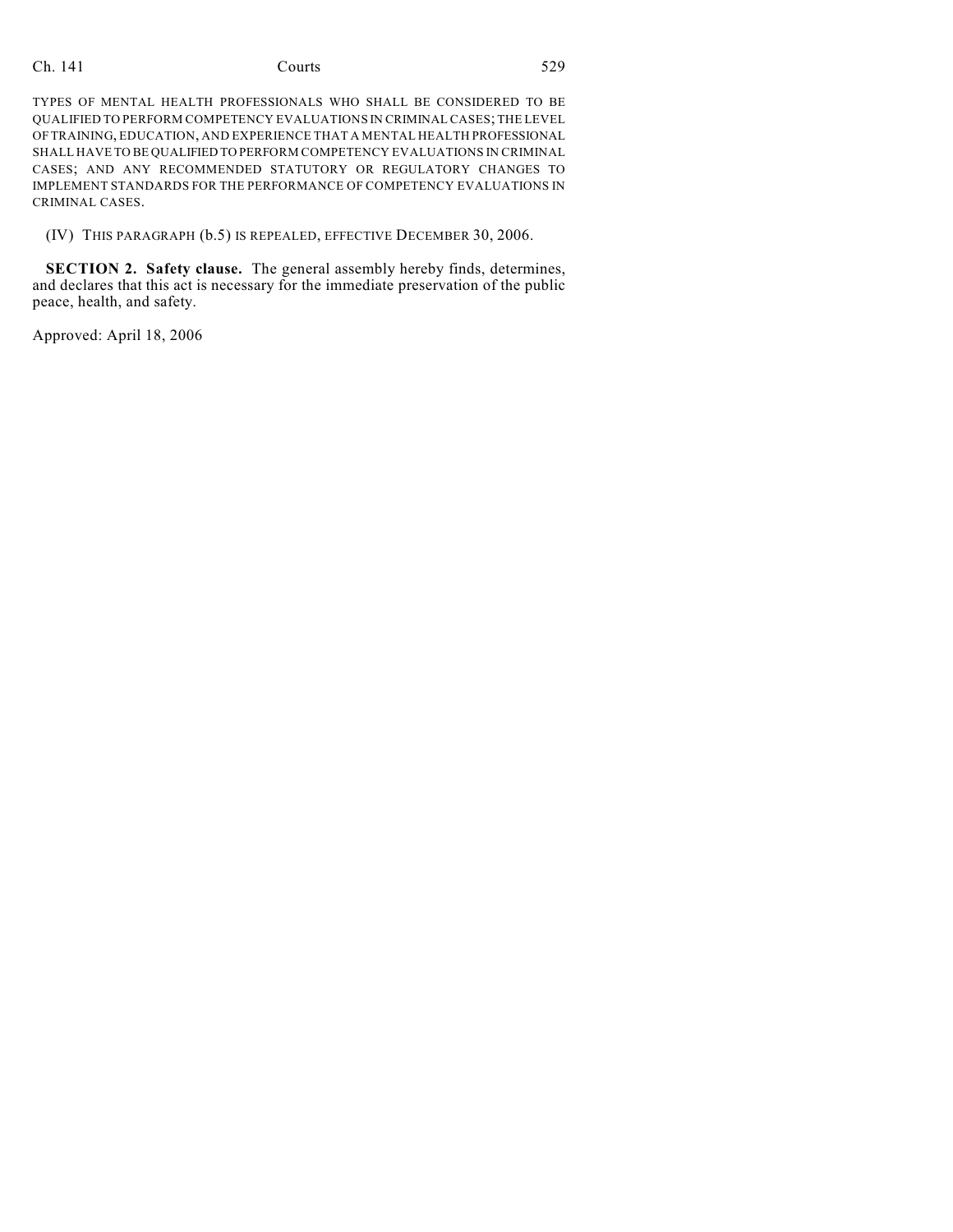TYPES OF MENTAL HEALTH PROFESSIONALS WHO SHALL BE CONSIDERED TO BE QUALIFIED TO PERFORM COMPETENCY EVALUATIONS IN CRIMINAL CASES; THE LEVEL OF TRAINING, EDUCATION, AND EXPERIENCE THAT A MENTAL HEALTH PROFESSIONAL SHALL HAVE TO BE QUALIFIED TO PERFORM COMPETENCY EVALUATIONS IN CRIMINAL CASES; AND ANY RECOMMENDED STATUTORY OR REGULATORY CHANGES TO IMPLEMENT STANDARDS FOR THE PERFORMANCE OF COMPETENCY EVALUATIONS IN CRIMINAL CASES.

(IV) THIS PARAGRAPH (b.5) IS REPEALED, EFFECTIVE DECEMBER 30, 2006.

**SECTION 2. Safety clause.** The general assembly hereby finds, determines, and declares that this act is necessary for the immediate preservation of the public peace, health, and safety.

Approved: April 18, 2006